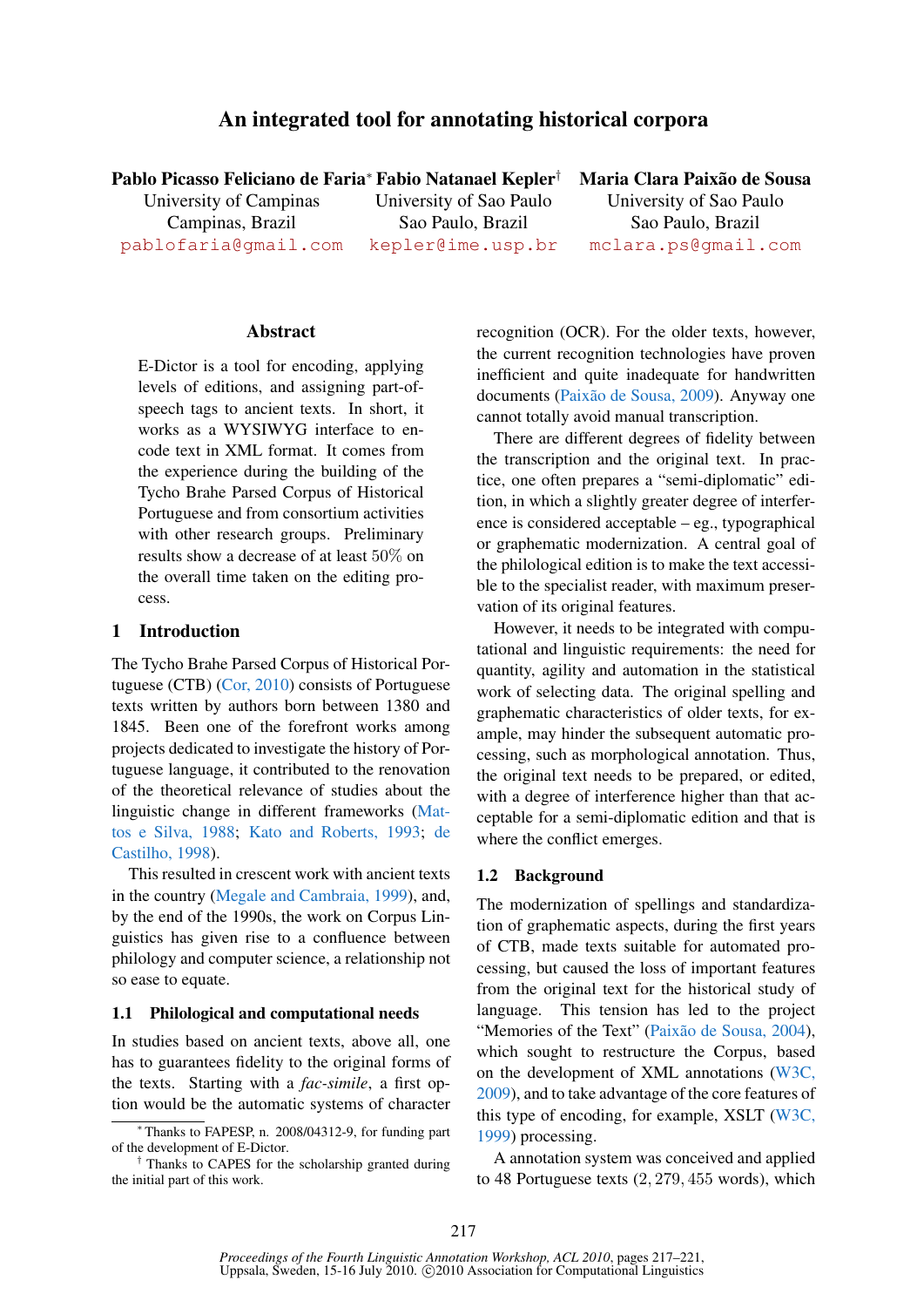# An integrated tool for annotating historical corpora

**Pablo Picasso Feliciano de Faria*** University of Campinas Campinas, Brazil pablofaria@gmail.com

**Fabio Natanael Kepler**† University of Sao Paulo Sao Paulo, Brazil kepler@ime.usp.br

**Maria Clara Paixão de Sousa** University of Sao Paulo Sao Paulo, Brazil mclara.ps@gmail.com

## Abstract

E-Dictor is a tool for encoding, applying levels of editions, and assigning part-of-speech tags to ancient texts. In short, it works as a WYSIWYG interface to encode text in XML format. It comes from the experience during the building of the Tycho Brahe Parsed Corpus of Historical Portuguese and from consortium activities with other research groups. Preliminary results show a decrease of at least 50% on the overall time taken on the editing process.

## 1 Introduction

The Tycho Brahe Parsed Corpus of Historical Portuguese (CTB) (Cor, 2010) consists of Portuguese texts written by authors born between 1380 and 1845. Been one of the forefront works among projects dedicated to investigate the history of Portuguese language, it contributed to the renovation of the theoretical relevance of studies about the linguistic change in different frameworks (Mattos e Silva, 1988; Kato and Roberts, 1993; de Castilho, 1998).

This resulted in crescent work with ancient texts in the country (Megale and Cambraia, 1999), and, by the end of the 1990s, the work on Corpus Linguistics has given rise to a confluence between philology and computer science, a relationship not so ease to equate.

### 1.1 Philological and computational needs

In studies based on ancient texts, above all, one has to guarantees fidelity to the original forms of the texts. Starting with a *fac-simile*, a first option would be the automatic systems of character recognition (OCR). For the older texts, however, the current recognition technologies have proven inefficient and quite inadequate for handwritten documents (Paixão de Sousa, 2009). Anyway one cannot totally avoid manual transcription.

There are different degrees of fidelity between the transcription and the original text. In practice, one often prepares a "semi-diplomatic" edition, in which a slightly greater degree of interference is considered acceptable – eg., typographical or graphematic modernization. A central goal of the philological edition is to make the text accessible to the specialist reader, with maximum preservation of its original features.

However, it needs to be integrated with computational and linguistic requirements: the need for quantity, agility and automation in the statistical work of selecting data. The original spelling and graphematic characteristics of older texts, for example, may hinder the subsequent automatic processing, such as morphological annotation. Thus, the original text needs to be prepared, or edited, with a degree of interference higher than that acceptable for a semi-diplomatic edition and that is where the conflict emerges.

### 1.2 Background

The modernization of spellings and standardization of graphematic aspects, during the first years of CTB, made texts suitable for automated processing, but caused the loss of important features from the original text for the historical study of language. This tension has led to the project "Memories of the Text" (Paixão de Sousa, 2004), which sought to restructure the Corpus, based on the development of XML annotations (W3C, 2009), and to take advantage of the core features of this type of encoding, for example, XSLT (W3C, 1999) processing.

A annotation system was conceived and applied to 48 Portuguese texts (2,279,455 words), which

---

* Thanks to FAPESP, n. 2008/04312-9, for funding part of the development of E-Dictor.

† Thanks to CAPES for the scholarship granted during the initial part of this work.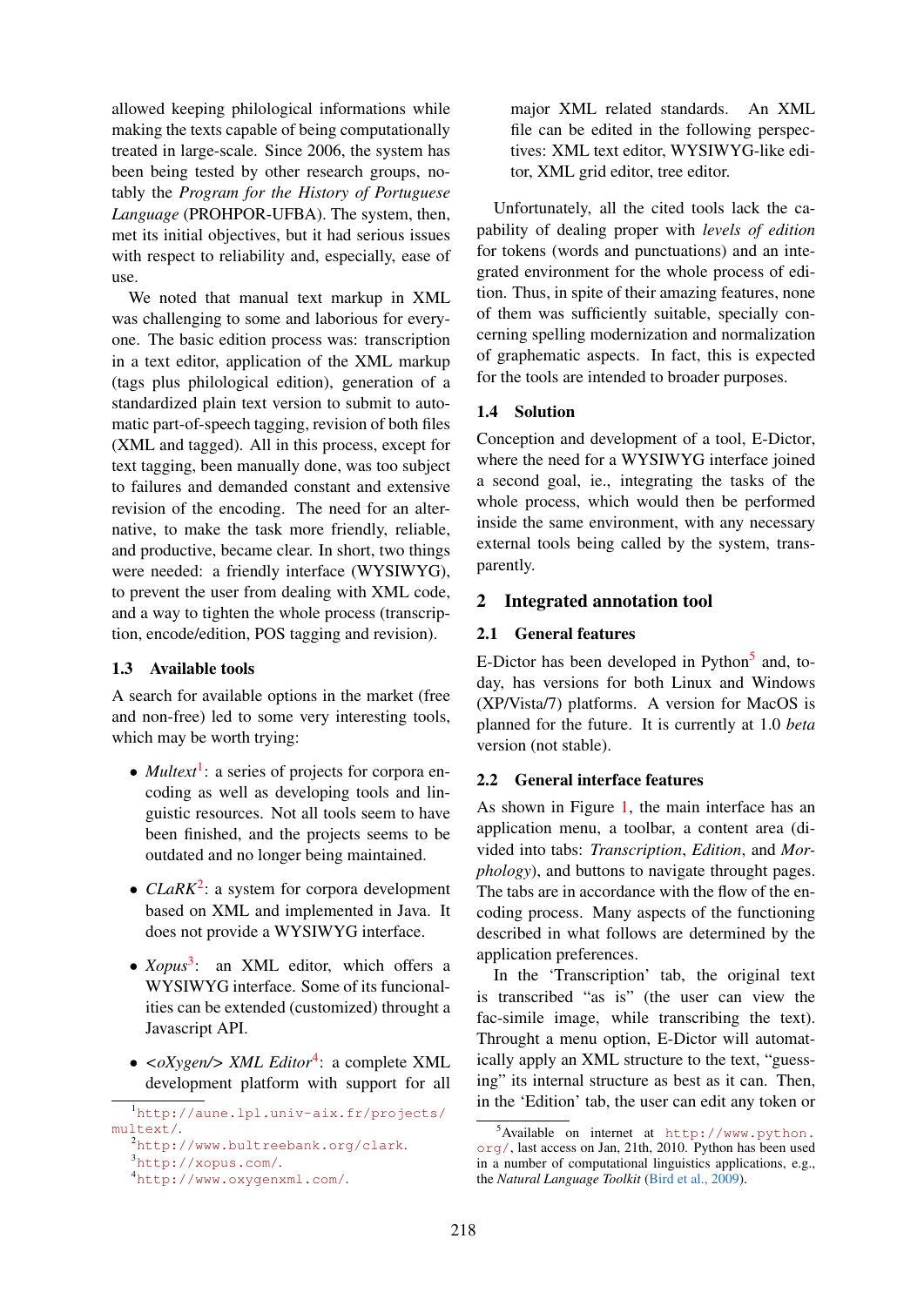allowed keeping philological informations while making the texts capable of being computationally treated in large-scale. Since 2006, the system has been being tested by other research groups, notably the *Program for the History of Portuguese Language* (PROHPOR-UFBA). The system, then, met its initial objectives, but it had serious issues with respect to reliability and, especially, ease of use.

We noted that manual text markup in XML was challenging to some and laborious for everyone. The basic edition process was: transcription in a text editor, application of the XML markup (tags plus philological edition), generation of a standardized plain text version to submit to automatic part-of-speech tagging, revision of both files (XML and tagged). All in this process, except for text tagging, been manually done, was too subject to failures and demanded constant and extensive revision of the encoding. The need for an alternative, to make the task more friendly, reliable, and productive, became clear. In short, two things were needed: a friendly interface (WYSIWYG), to prevent the user from dealing with XML code, and a way to tighten the whole process (transcription, encode/edition, POS tagging and revision).

### 1.3 Available tools

A search for available options in the market (free and non-free) led to some very interesting tools, which may be worth trying:

- *Multext*[1]: a series of projects for corpora encoding as well as developing tools and linguistic resources. Not all tools seem to have been finished, and the projects seems to be outdated and no longer being maintained.
- *CLaRK*[2]: a system for corpora development based on XML and implemented in Java. It does not provide a WYSIWYG interface.
- *Xopus*[3]: an XML editor, which offers a WYSIWYG interface. Some of its funcionalities can be extended (customized) throught a Javascript API.
- *<oXygen/> XML Editor*[4]: a complete XML development platform with support for all major XML related standards. An XML file can be edited in the following perspectives: XML text editor, WYSIWYG-like editor, XML grid editor, tree editor.

Unfortunately, all the cited tools lack the capability of dealing proper with *levels of edition* for tokens (words and punctuations) and an integrated environment for the whole process of edition. Thus, in spite of their amazing features, none of them was sufficiently suitable, specially concerning spelling modernization and normalization of graphematic aspects. In fact, this is expected for the tools are intended to broader purposes.

### 1.4 Solution

Conception and development of a tool, E-Dictor, where the need for a WYSIWYG interface joined a second goal, ie., integrating the tasks of the whole process, which would then be performed inside the same environment, with any necessary external tools being called by the system, transparently.

## 2 Integrated annotation tool

### 2.1 General features

E-Dictor has been developed in Python[5] and, today, has versions for both Linux and Windows (XP/Vista/7) platforms. A version for MacOS is planned for the future. It is currently at 1.0 *beta* version (not stable).

### 2.2 General interface features

As shown in Figure 1, the main interface has an application menu, a toolbar, a content area (divided into tabs: *Transcription*, *Edition*, and *Morphology*), and buttons to navigate throught pages. The tabs are in accordance with the flow of the encoding process. Many aspects of the functioning described in what follows are determined by the application preferences.

In the 'Transcription' tab, the original text is transcribed "as is" (the user can view the fac-simile image, while transcribing the text). Throught a menu option, E-Dictor will automatically apply an XML structure to the text, "guessing" its internal structure as best as it can. Then, in the 'Edition' tab, the user can edit any token or

---

[1] http://aune.lpl.univ-aix.fr/projects/multext/.

[2] http://www.bultreebank.org/clark.

[3] http://xopus.com/.

[4] http://www.oxygenxml.com/.

[5] Available on internet at http://www.python.org/, last access on Jan, 21th, 2010. Python has been used in a number of computational linguistics applications, e.g., the *Natural Language Toolkit* (Bird et al., 2009).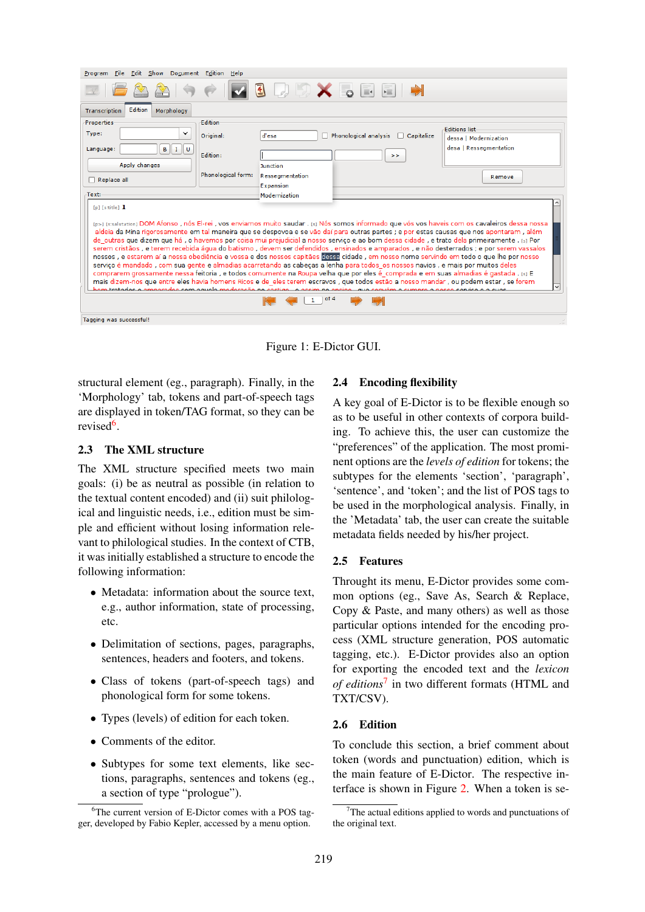Figure 1: E-Dictor GUI.

structural element (eg., paragraph). Finally, in the 'Morphology' tab, tokens and part-of-speech tags are displayed in token/TAG format, so they can be revised[6].

## 2.3 The XML structure

The XML structure specified meets two main goals: (i) be as neutral as possible (in relation to the textual content encoded) and (ii) suit philological and linguistic needs, i.e., edition must be simple and efficient without losing information relevant to philological studies. In the context of CTB, it was initially established a structure to encode the following information:

- Metadata: information about the source text, e.g., author information, state of processing, etc.
- Delimitation of sections, pages, paragraphs, sentences, headers and footers, and tokens.
- Class of tokens (part-of-speech tags) and phonological form for some tokens.
- Types (levels) of edition for each token.
- Comments of the editor.
- Subtypes for some text elements, like sections, paragraphs, sentences and tokens (eg., a section of type "prologue").

[6]The current version of E-Dictor comes with a POS tagger, developed by Fabio Kepler, accessed by a menu option.

## 2.4 Encoding flexibility

A key goal of E-Dictor is to be flexible enough so as to be useful in other contexts of corpora building. To achieve this, the user can customize the "preferences" of the application. The most prominent options are the *levels of edition* for tokens; the subtypes for the elements 'section', 'paragraph', 'sentence', and 'token'; and the list of POS tags to be used in the morphological analysis. Finally, in the 'Metadata' tab, the user can create the suitable metadata fields needed by his/her project.

## 2.5 Features

Throught its menu, E-Dictor provides some common options (eg., Save As, Search & Replace, Copy & Paste, and many others) as well as those particular options intended for the encoding process (XML structure generation, POS automatic tagging, etc.). E-Dictor provides also an option for exporting the encoded text and the *lexicon of editions*[7] in two different formats (HTML and TXT/CSV).

## 2.6 Edition

To conclude this section, a brief comment about token (words and punctuation) edition, which is the main feature of E-Dictor. The respective interface is shown in Figure 2. When a token is se-

[7]The actual editions applied to words and punctuations of the original text.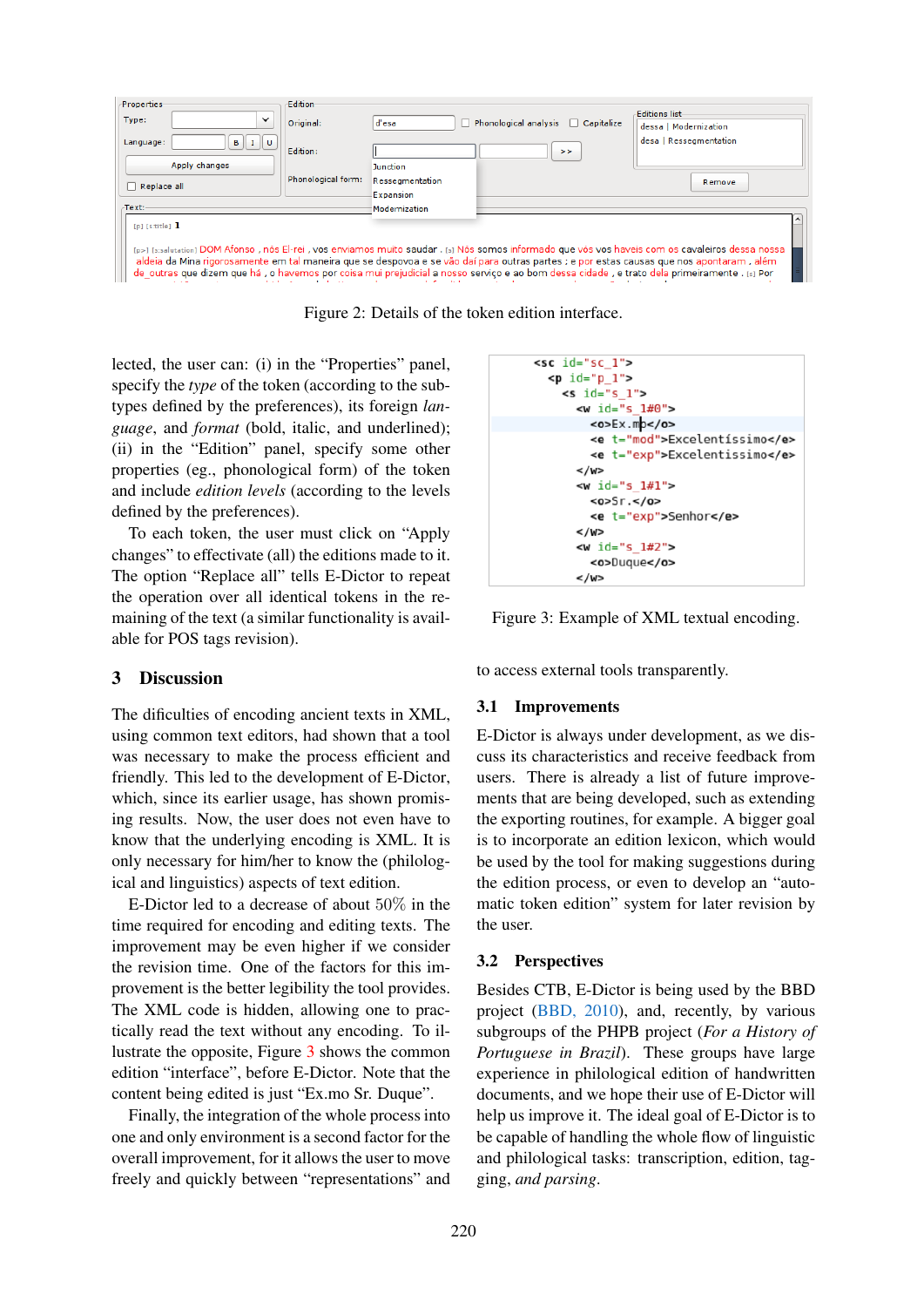Properties

Type:

Language:

B I U

Apply changes

Replace all

Edition

Original: d'esa

Phonological analysis

Capitalize

Edition:

>>

Phonological form:

Junction

Ressegmentation

Expansion

Modernization

Editions list

dessa | Modernization

desa | Ressegmentation

Remove

Text:

[p] [s:title] 1

[p>] [s:salutation] DOM Afonso , nós El-rei , vos enviamos muito saudar . [s] Nós somos informado que vós vos haveis com os cavaleiros dessa nossa aldeia da Mina rigorosamente em tal maneira que se despovoa e se vão daí para outras partes ; e por estas causas que nos apontaram , além de_outras que dizem que há , o havemos por coisa mui prejudicial a nosso serviço e ao bom dessa cidade , e trato dela primeiramente . [s] Por

Figure 2: Details of the token edition interface.

lected, the user can: (i) in the “Properties” panel, specify the *type* of the token (according to the subtypes defined by the preferences), its foreign *language*, and *format* (bold, italic, and underlined); (ii) in the “Edition” panel, specify some other properties (eg., phonological form) of the token and include *edition levels* (according to the levels defined by the preferences).

To each token, the user must click on “Apply changes” to effectivate (all) the editions made to it. The option “Replace all” tells E-Dictor to repeat the operation over all identical tokens in the remaining of the text (a similar functionality is available for POS tags revision).

## 3 Discussion

The dificulties of encoding ancient texts in XML, using common text editors, had shown that a tool was necessary to make the process efficient and friendly. This led to the development of E-Dictor, which, since its earlier usage, has shown promising results. Now, the user does not even have to know that the underlying encoding is XML. It is only necessary for him/her to know the (philological and linguistics) aspects of text edition.

E-Dictor led to a decrease of about 50% in the time required for encoding and editing texts. The improvement may be even higher if we consider the revision time. One of the factors for this improvement is the better legibility the tool provides. The XML code is hidden, allowing one to practically read the text without any encoding. To illustrate the opposite, Figure 3 shows the common edition “interface”, before E-Dictor. Note that the content being edited is just “Ex.mo Sr. Duque”.

Finally, the integration of the whole process into one and only environment is a second factor for the overall improvement, for it allows the user to move freely and quickly between “representations” and

```
<sc id="sc_1">
  <p id="p_1">
    <s id="s_1">
      <w id="s_1#0">
        <o>Ex.mo</o>
        <e t="mod">Excelentíssimo</e>
        <e t="exp">Excelentíssimo</e>
      </w>
      <w id="s_1#1">
        <o>Sr.</o>
        <e t="exp">Senhor</e>
      </w>
      <w id="s_1#2">
        <o>Duque</o>
      </w>
```

Figure 3: Example of XML textual encoding.

to access external tools transparently.

### 3.1 Improvements

E-Dictor is always under development, as we discuss its characteristics and receive feedback from users. There is already a list of future improvements that are being developed, such as extending the exporting routines, for example. A bigger goal is to incorporate an edition lexicon, which would be used by the tool for making suggestions during the edition process, or even to develop an “automatic token edition” system for later revision by the user.

### 3.2 Perspectives

Besides CTB, E-Dictor is being used by the BBD project (BBD, 2010), and, recently, by various subgroups of the PHPB project (*For a History of Portuguese in Brazil*). These groups have large experience in philological edition of handwritten documents, and we hope their use of E-Dictor will help us improve it. The ideal goal of E-Dictor is to be capable of handling the whole flow of linguistic and philological tasks: transcription, edition, tagging, *and parsing*.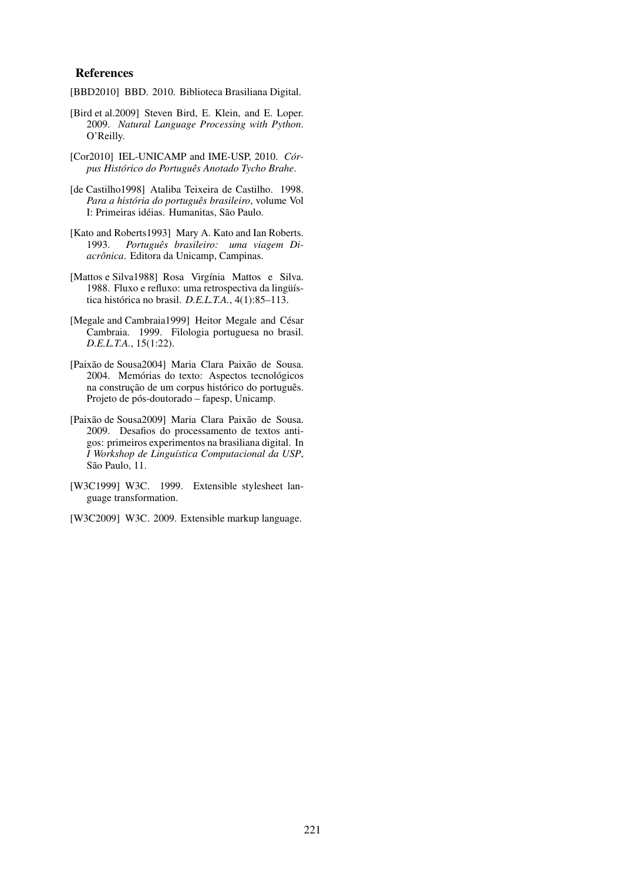## References

[BBD2010] BBD. 2010. Biblioteca Brasiliana Digital.

[Bird et al.2009] Steven Bird, E. Klein, and E. Loper. 2009. *Natural Language Processing with Python*. O'Reilly.

[Cor2010] IEL-UNICAMP and IME-USP, 2010. *Córpus Histórico do Português Anotado Tycho Brahe*.

[de Castilho1998] Ataliba Teixeira de Castilho. 1998. *Para a história do português brasileiro*, volume Vol I: Primeiras idéias. Humanitas, São Paulo.

[Kato and Roberts1993] Mary A. Kato and Ian Roberts. 1993. *Português brasileiro: uma viagem Diacrônica*. Editora da Unicamp, Campinas.

[Mattos e Silva1988] Rosa Virgínia Mattos e Silva. 1988. Fluxo e refluxo: uma retrospectiva da lingüística histórica no brasil. *D.E.L.T.A.*, 4(1):85–113.

[Megale and Cambraia1999] Heitor Megale and César Cambraia. 1999. Filologia portuguesa no brasil. *D.E.L.T.A.*, 15(1:22).

[Paixão de Sousa2004] Maria Clara Paixão de Sousa. 2004. Memórias do texto: Aspectos tecnológicos na construção de um corpus histórico do português. Projeto de pós-doutorado – fapesp, Unicamp.

[Paixão de Sousa2009] Maria Clara Paixão de Sousa. 2009. Desafios do processamento de textos antigos: primeiros experimentos na brasiliana digital. In *I Workshop de Linguística Computacional da USP*, São Paulo, 11.

[W3C1999] W3C. 1999. Extensible stylesheet language transformation.

[W3C2009] W3C. 2009. Extensible markup language.